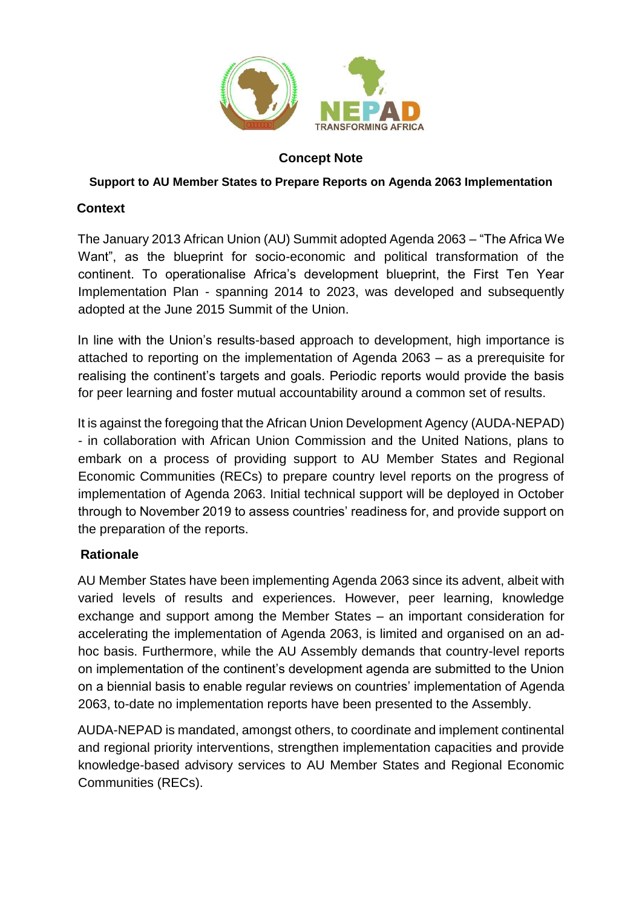# Concept Note

## Support to AU Member States to Prepare Reports on Agenda 2063 Implementation

### Context

The January 2013 African Union (AU) Summit adopted Agenda 2063 – "The Africa We Want", as the blueprint for socio-economic and political transformation of the continent. To operationalise Africa's development blueprint, the First Ten Year Implementation Plan - spanning 2014 to 2023, was developed and subsequently adopted at the June 2015 Summit of the Union.

In line with the Union's results-based approach to development, high importance is attached to reporting on the implementation of Agenda 2063 – as a prerequisite for realising the continent's targets and goals. Periodic reports would provide the basis for peer learning and foster mutual accountability around a common set of results.

It is against the foregoing that the African Union Development Agency (AUDA-NEPAD) - in collaboration with African Union Commission and the United Nations, plans to embark on a process of providing support to AU Member States and Regional Economic Communities (RECs) to prepare country level reports on the progress of implementation of Agenda 2063. Initial technical support will be deployed in October through to November 2019 to assess countries' readiness for, and provide support on the preparation of the reports.

### Rationale

AU Member States have been implementing Agenda 2063 since its advent, albeit with varied levels of results and experiences. However, peer learning, knowledge exchange and support among the Member States – an important consideration for accelerating the implementation of Agenda 2063, is limited and organised on an ad-hoc basis. Furthermore, while the AU Assembly demands that country-level reports on implementation of the continent's development agenda are submitted to the Union on a biennial basis to enable regular reviews on countries' implementation of Agenda 2063, to-date no implementation reports have been presented to the Assembly.

AUDA-NEPAD is mandated, amongst others, to coordinate and implement continental and regional priority interventions, strengthen implementation capacities and provide knowledge-based advisory services to AU Member States and Regional Economic Communities (RECs).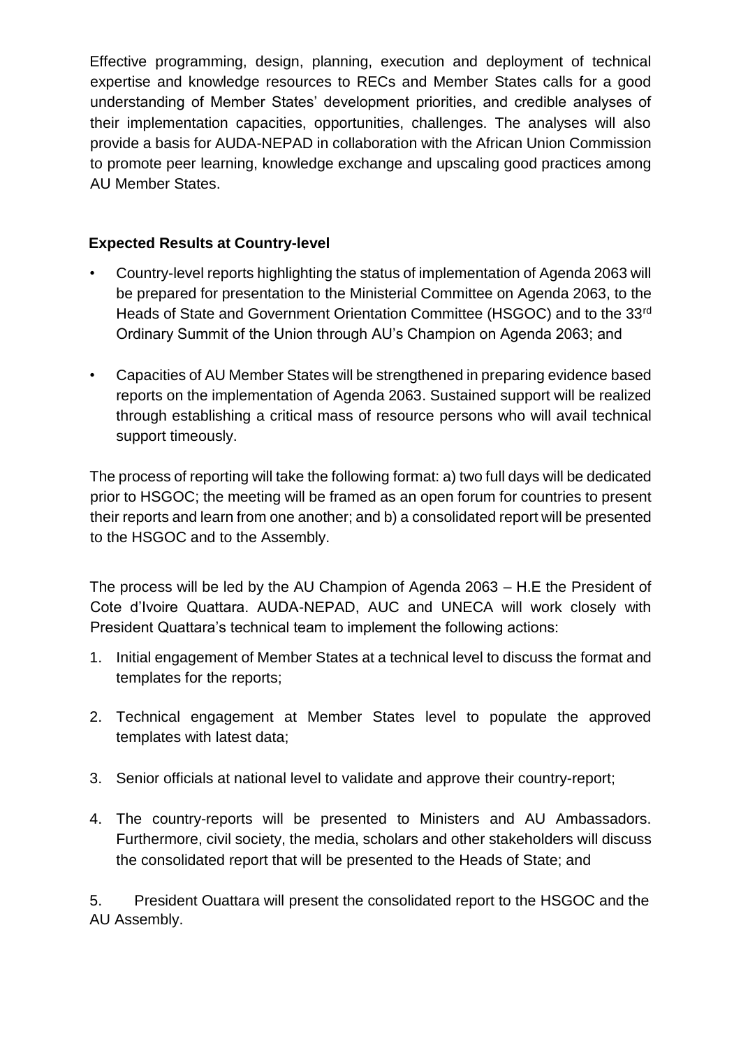Effective programming, design, planning, execution and deployment of technical expertise and knowledge resources to RECs and Member States calls for a good understanding of Member States' development priorities, and credible analyses of their implementation capacities, opportunities, challenges. The analyses will also provide a basis for AUDA-NEPAD in collaboration with the African Union Commission to promote peer learning, knowledge exchange and upscaling good practices among AU Member States.

### Expected Results at Country-level

- Country-level reports highlighting the status of implementation of Agenda 2063 will be prepared for presentation to the Ministerial Committee on Agenda 2063, to the Heads of State and Government Orientation Committee (HSGOC) and to the 33rd Ordinary Summit of the Union through AU's Champion on Agenda 2063; and

- Capacities of AU Member States will be strengthened in preparing evidence based reports on the implementation of Agenda 2063. Sustained support will be realized through establishing a critical mass of resource persons who will avail technical support timeously.

The process of reporting will take the following format: a) two full days will be dedicated prior to HSGOC; the meeting will be framed as an open forum for countries to present their reports and learn from one another; and b) a consolidated report will be presented to the HSGOC and to the Assembly.

The process will be led by the AU Champion of Agenda 2063 – H.E the President of Cote d'Ivoire Quattara. AUDA-NEPAD, AUC and UNECA will work closely with President Quattara's technical team to implement the following actions:

1. Initial engagement of Member States at a technical level to discuss the format and templates for the reports;

2. Technical engagement at Member States level to populate the approved templates with latest data;

3. Senior officials at national level to validate and approve their country-report;

4. The country-reports will be presented to Ministers and AU Ambassadors. Furthermore, civil society, the media, scholars and other stakeholders will discuss the consolidated report that will be presented to the Heads of State; and

5. President Ouattara will present the consolidated report to the HSGOC and the AU Assembly.